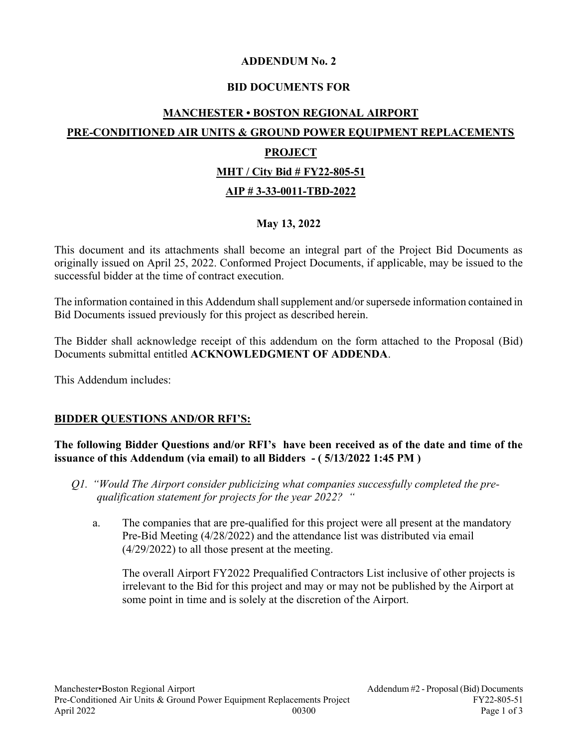**ADDENDUM No. 2**

**BID DOCUMENTS FOR**

**MANCHESTER • BOSTON REGIONAL AIRPORT**

**PRE-CONDITIONED AIR UNITS & GROUND POWER EQUIPMENT REPLACEMENTS PROJECT**

**MHT / City Bid # FY22-805-51**

**AIP # 3-33-0011-TBD-2022**

**May 13, 2022**

This document and its attachments shall become an integral part of the Project Bid Documents as originally issued on April 25, 2022. Conformed Project Documents, if applicable, may be issued to the successful bidder at the time of contract execution.

The information contained in this Addendum shall supplement and/or supersede information contained in Bid Documents issued previously for this project as described herein.

The Bidder shall acknowledge receipt of this addendum on the form attached to the Proposal (Bid) Documents submittal entitled **ACKNOWLEDGMENT OF ADDENDA**.

This Addendum includes:

## BIDDER QUESTIONS AND/OR RFI'S:

**The following Bidder Questions and/or RFI's have been received as of the date and time of the issuance of this Addendum (via email) to all Bidders - ( 5/13/2022 1:45 PM )**

*Q1. "Would The Airport consider publicizing what companies successfully completed the pre-qualification statement for projects for the year 2022? "*

a. The companies that are pre-qualified for this project were all present at the mandatory Pre-Bid Meeting (4/28/2022) and the attendance list was distributed via email (4/29/2022) to all those present at the meeting.

   The overall Airport FY2022 Prequalified Contractors List inclusive of other projects is irrelevant to the Bid for this project and may or may not be published by the Airport at some point in time and is solely at the discretion of the Airport.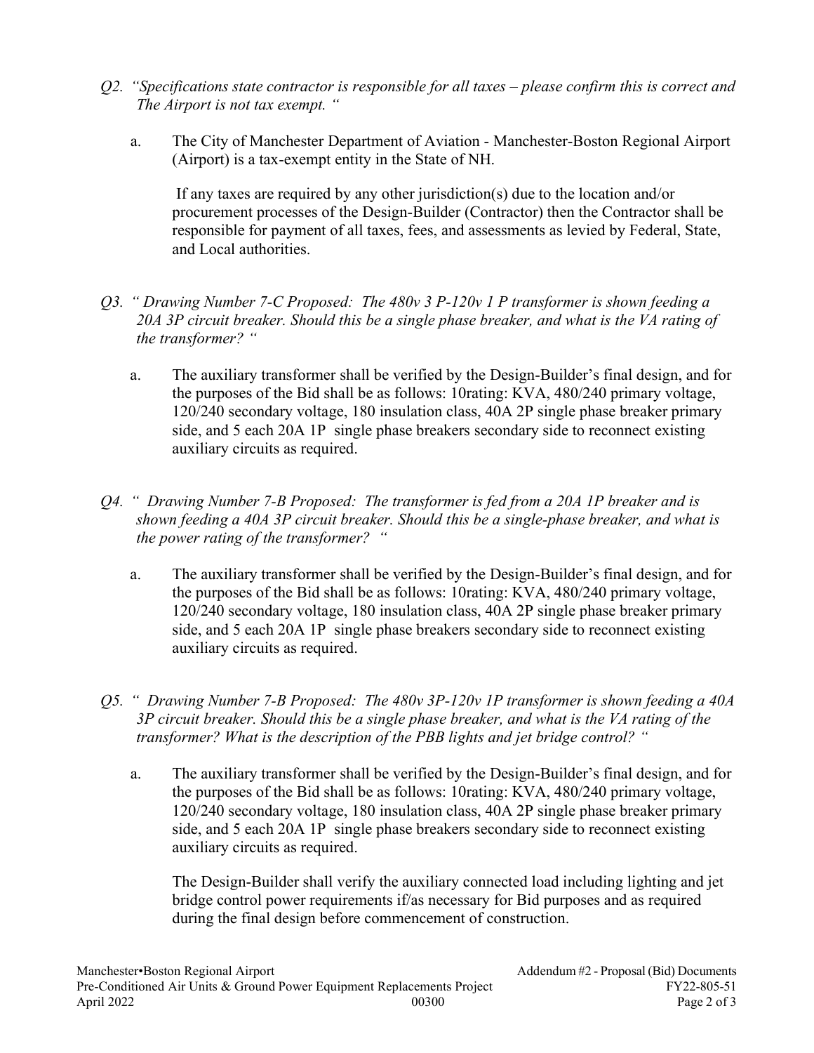*Q2. "Specifications state contractor is responsible for all taxes – please confirm this is correct and The Airport is not tax exempt. "*

a. The City of Manchester Department of Aviation - Manchester-Boston Regional Airport (Airport) is a tax-exempt entity in the State of NH.

   If any taxes are required by any other jurisdiction(s) due to the location and/or procurement processes of the Design-Builder (Contractor) then the Contractor shall be responsible for payment of all taxes, fees, and assessments as levied by Federal, State, and Local authorities.

*Q3. " Drawing Number 7-C Proposed: The 480v 3 P-120v 1 P transformer is shown feeding a 20A 3P circuit breaker. Should this be a single phase breaker, and what is the VA rating of the transformer? "*

a. The auxiliary transformer shall be verified by the Design-Builder's final design, and for the purposes of the Bid shall be as follows: 10rating: KVA, 480/240 primary voltage, 120/240 secondary voltage, 180 insulation class, 40A 2P single phase breaker primary side, and 5 each 20A 1P single phase breakers secondary side to reconnect existing auxiliary circuits as required.

*Q4. " Drawing Number 7-B Proposed: The transformer is fed from a 20A 1P breaker and is shown feeding a 40A 3P circuit breaker. Should this be a single-phase breaker, and what is the power rating of the transformer? "*

a. The auxiliary transformer shall be verified by the Design-Builder's final design, and for the purposes of the Bid shall be as follows: 10rating: KVA, 480/240 primary voltage, 120/240 secondary voltage, 180 insulation class, 40A 2P single phase breaker primary side, and 5 each 20A 1P single phase breakers secondary side to reconnect existing auxiliary circuits as required.

*Q5. " Drawing Number 7-B Proposed: The 480v 3P-120v 1P transformer is shown feeding a 40A 3P circuit breaker. Should this be a single phase breaker, and what is the VA rating of the transformer? What is the description of the PBB lights and jet bridge control? "*

a. The auxiliary transformer shall be verified by the Design-Builder's final design, and for the purposes of the Bid shall be as follows: 10rating: KVA, 480/240 primary voltage, 120/240 secondary voltage, 180 insulation class, 40A 2P single phase breaker primary side, and 5 each 20A 1P single phase breakers secondary side to reconnect existing auxiliary circuits as required.

   The Design-Builder shall verify the auxiliary connected load including lighting and jet bridge control power requirements if/as necessary for Bid purposes and as required during the final design before commencement of construction.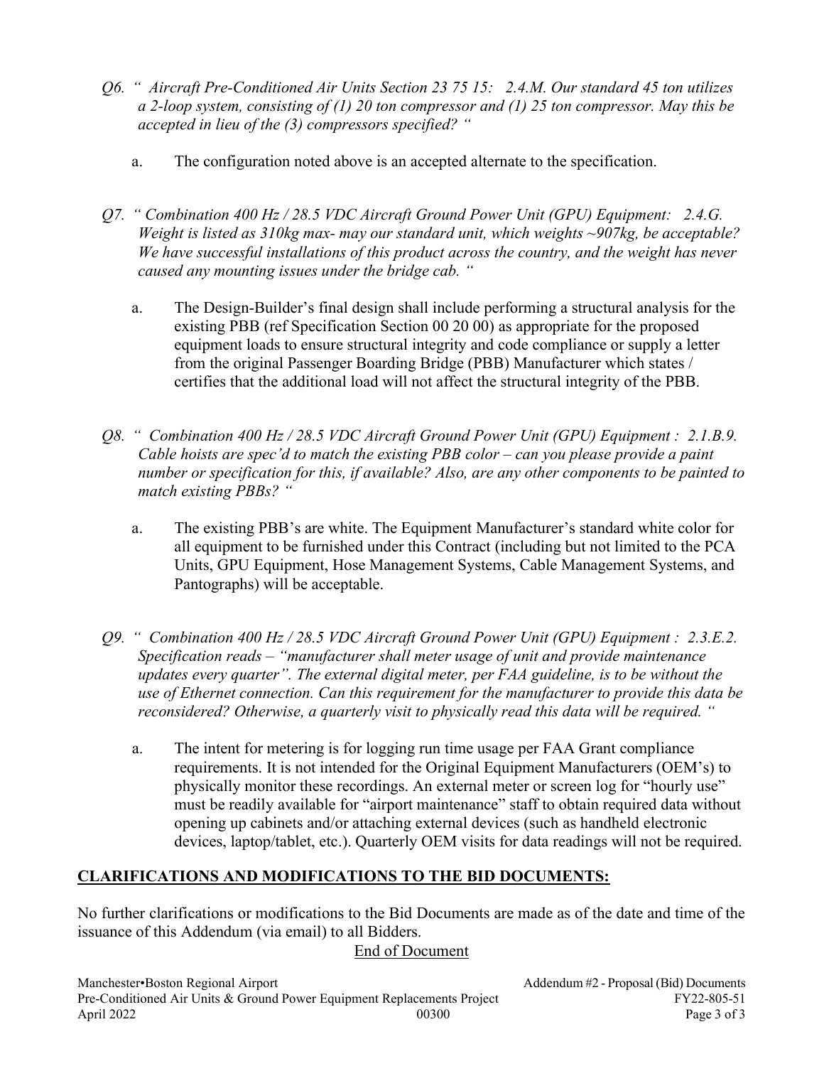*Q6. " Aircraft Pre-Conditioned Air Units Section 23 75 15: 2.4.M. Our standard 45 ton utilizes a 2-loop system, consisting of (1) 20 ton compressor and (1) 25 ton compressor. May this be accepted in lieu of the (3) compressors specified? "*

a. The configuration noted above is an accepted alternate to the specification.

*Q7. " Combination 400 Hz / 28.5 VDC Aircraft Ground Power Unit (GPU) Equipment: 2.4.G. Weight is listed as 310kg max- may our standard unit, which weights ~907kg, be acceptable? We have successful installations of this product across the country, and the weight has never caused any mounting issues under the bridge cab. "*

a. The Design-Builder's final design shall include performing a structural analysis for the existing PBB (ref Specification Section 00 20 00) as appropriate for the proposed equipment loads to ensure structural integrity and code compliance or supply a letter from the original Passenger Boarding Bridge (PBB) Manufacturer which states / certifies that the additional load will not affect the structural integrity of the PBB.

*Q8. " Combination 400 Hz / 28.5 VDC Aircraft Ground Power Unit (GPU) Equipment : 2.1.B.9. Cable hoists are spec'd to match the existing PBB color – can you please provide a paint number or specification for this, if available? Also, are any other components to be painted to match existing PBBs? "*

a. The existing PBB's are white. The Equipment Manufacturer's standard white color for all equipment to be furnished under this Contract (including but not limited to the PCA Units, GPU Equipment, Hose Management Systems, Cable Management Systems, and Pantographs) will be acceptable.

*Q9. " Combination 400 Hz / 28.5 VDC Aircraft Ground Power Unit (GPU) Equipment : 2.3.E.2. Specification reads – "manufacturer shall meter usage of unit and provide maintenance updates every quarter". The external digital meter, per FAA guideline, is to be without the use of Ethernet connection. Can this requirement for the manufacturer to provide this data be reconsidered? Otherwise, a quarterly visit to physically read this data will be required. "*

a. The intent for metering is for logging run time usage per FAA Grant compliance requirements. It is not intended for the Original Equipment Manufacturers (OEM's) to physically monitor these recordings. An external meter or screen log for "hourly use" must be readily available for "airport maintenance" staff to obtain required data without opening up cabinets and/or attaching external devices (such as handheld electronic devices, laptop/tablet, etc.). Quarterly OEM visits for data readings will not be required.

## CLARIFICATIONS AND MODIFICATIONS TO THE BID DOCUMENTS:

No further clarifications or modifications to the Bid Documents are made as of the date and time of the issuance of this Addendum (via email) to all Bidders.

End of Document